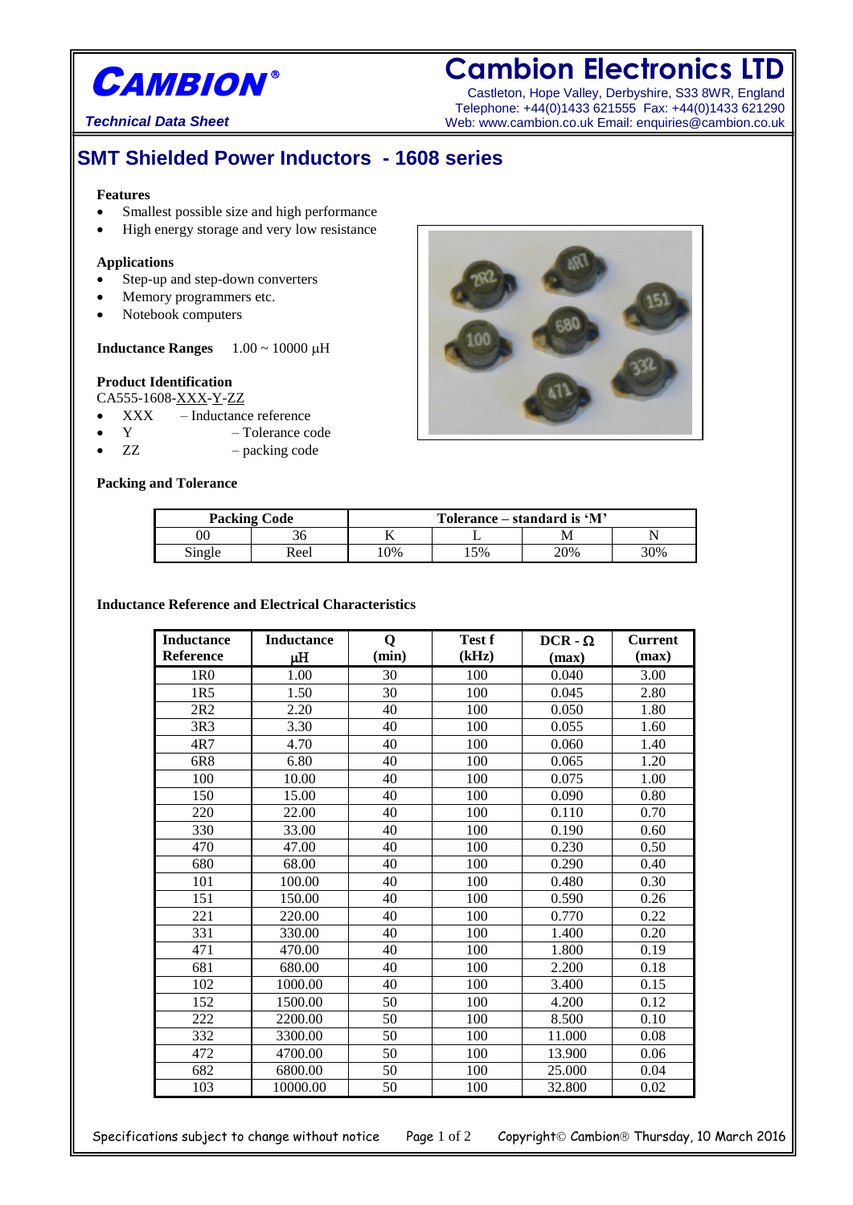# CAMBION®

## Cambion Electronics LTD

Castleton, Hope Valley, Derbyshire, S33 8WR, England
Telephone: +44(0)1433 621555 Fax: +44(0)1433 621290
Web: www.cambion.co.uk Email: enquiries@cambion.co.uk

*Technical Data Sheet*

# SMT Shielded Power Inductors - 1608 series

**Features**

- Smallest possible size and high performance
- High energy storage and very low resistance

**Applications**

- Step-up and step-down converters
- Memory programmers etc.
- Notebook computers

**Inductance Ranges** 1.00 ~ 10000 μH

**Product Identification**

CA555-1608-XXX-Y-ZZ

- XXX – Inductance reference
- Y – Tolerance code
- ZZ – packing code

**Packing and Tolerance**

| Packing Code | | Tolerance – standard is 'M' | | | |
|---|---|---|---|---|---|
| 00 | 36 | K | L | M | N |
| Single | Reel | 10% | 15% | 20% | 30% |

**Inductance Reference and Electrical Characteristics**

| Inductance Reference | Inductance μH | Q (min) | Test f (kHz) | DCR - Ω (max) | Current (max) |
|---|---|---|---|---|---|
| 1R0 | 1.00 | 30 | 100 | 0.040 | 3.00 |
| 1R5 | 1.50 | 30 | 100 | 0.045 | 2.80 |
| 2R2 | 2.20 | 40 | 100 | 0.050 | 1.80 |
| 3R3 | 3.30 | 40 | 100 | 0.055 | 1.60 |
| 4R7 | 4.70 | 40 | 100 | 0.060 | 1.40 |
| 6R8 | 6.80 | 40 | 100 | 0.065 | 1.20 |
| 100 | 10.00 | 40 | 100 | 0.075 | 1.00 |
| 150 | 15.00 | 40 | 100 | 0.090 | 0.80 |
| 220 | 22.00 | 40 | 100 | 0.110 | 0.70 |
| 330 | 33.00 | 40 | 100 | 0.190 | 0.60 |
| 470 | 47.00 | 40 | 100 | 0.230 | 0.50 |
| 680 | 68.00 | 40 | 100 | 0.290 | 0.40 |
| 101 | 100.00 | 40 | 100 | 0.480 | 0.30 |
| 151 | 150.00 | 40 | 100 | 0.590 | 0.26 |
| 221 | 220.00 | 40 | 100 | 0.770 | 0.22 |
| 331 | 330.00 | 40 | 100 | 1.400 | 0.20 |
| 471 | 470.00 | 40 | 100 | 1.800 | 0.19 |
| 681 | 680.00 | 40 | 100 | 2.200 | 0.18 |
| 102 | 1000.00 | 40 | 100 | 3.400 | 0.15 |
| 152 | 1500.00 | 50 | 100 | 4.200 | 0.12 |
| 222 | 2200.00 | 50 | 100 | 8.500 | 0.10 |
| 332 | 3300.00 | 50 | 100 | 11.000 | 0.08 |
| 472 | 4700.00 | 50 | 100 | 13.900 | 0.06 |
| 682 | 6800.00 | 50 | 100 | 25.000 | 0.04 |
| 103 | 10000.00 | 50 | 100 | 32.800 | 0.02 |

Specifications subject to change without notice Copyright© Cambion® Thursday, 10 March 2016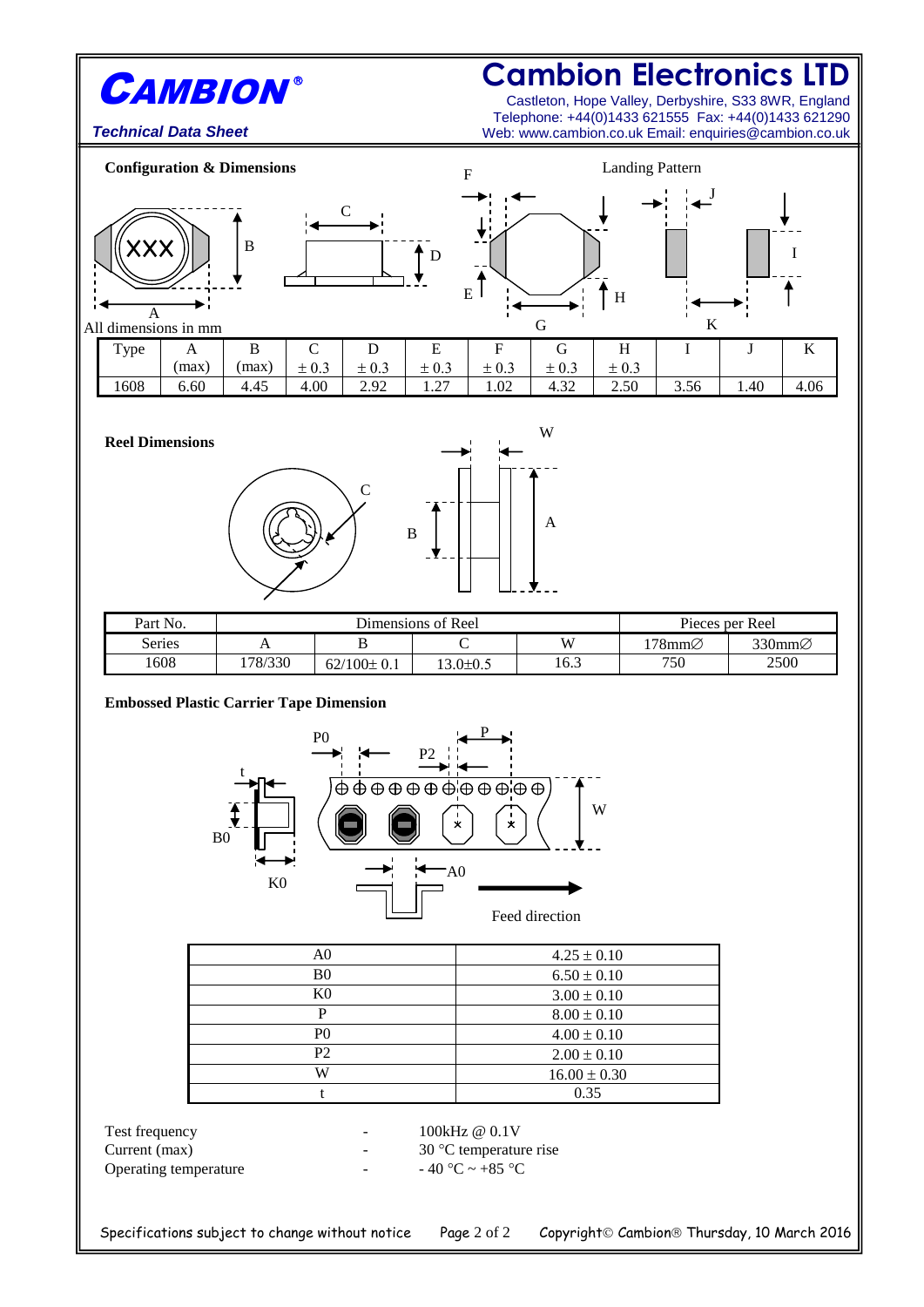# Cambion Electronics LTD

**CAMBION®**

*Technical Data Sheet*

Castleton, Hope Valley, Derbyshire, S33 8WR, England
Telephone: +44(0)1433 621555 Fax: +44(0)1433 621290
Web: www.cambion.co.uk Email: enquiries@cambion.co.uk

**Configuration & Dimensions**

Landing Pattern

All dimensions in mm

| Type | A (max) | B (max) | C ± 0.3 | D ± 0.3 | E ± 0.3 | F ± 0.3 | G ± 0.3 | H ± 0.3 | I | J | K |
|---|---|---|---|---|---|---|---|---|---|---|---|
| 1608 | 6.60 | 4.45 | 4.00 | 2.92 | 1.27 | 1.02 | 4.32 | 2.50 | 3.56 | 1.40 | 4.06 |

**Reel Dimensions**

| Part No. | Dimensions of Reel | | | | Pieces per Reel | |
|---|---|---|---|---|---|---|
| Series | A | B | C | W | 178mm∅ | 330mm∅ |
| 1608 | 178/330 | 62/100± 0.1 | 13.0±0.5 | 16.3 | 750 | 2500 |

**Embossed Plastic Carrier Tape Dimension**

Feed direction

| | |
|---|---|
| A0 | 4.25 ± 0.10 |
| B0 | 6.50 ± 0.10 |
| K0 | 3.00 ± 0.10 |
| P | 8.00 ± 0.10 |
| P0 | 4.00 ± 0.10 |
| P2 | 2.00 ± 0.10 |
| W | 16.00 ± 0.30 |
| t | 0.35 |

Test frequency - 100kHz @ 0.1V
Current (max) - 30 °C temperature rise
Operating temperature - - 40 °C ~ +85 °C

Specifications subject to change without notice    Copyright© Cambion® Thursday, 10 March 2016